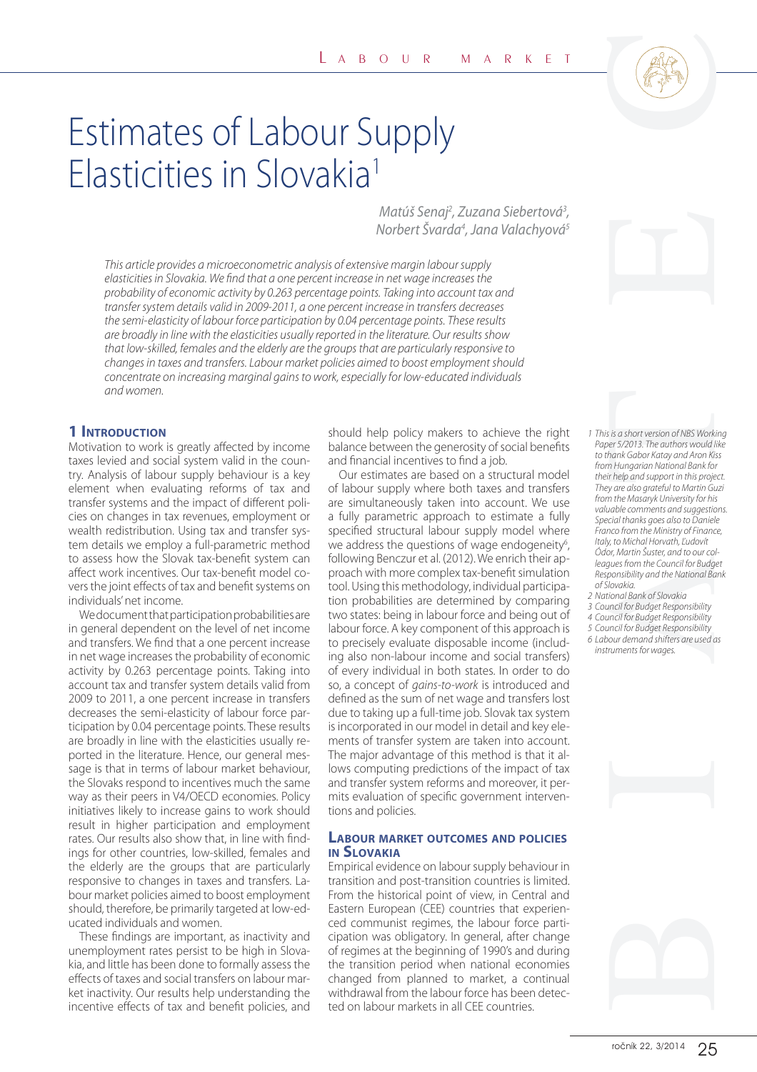# Estimates of Labour Supply Elasticities in Slovakia[1]

*Matúš Senaj[2], Zuzana Siebertová[3], Norbert Švarda[4], Jana Valachyová[5]*

*This article provides a microeconometric analysis of extensive margin labour supply elasticities in Slovakia. We find that a one percent increase in net wage increases the probability of economic activity by 0.263 percentage points. Taking into account tax and transfer system details valid in 2009-2011, a one percent increase in transfers decreases the semi-elasticity of labour force participation by 0.04 percentage points. These results are broadly in line with the elasticities usually reported in the literature. Our results show that low-skilled, females and the elderly are the groups that are particularly responsive to changes in taxes and transfers. Labour market policies aimed to boost employment should concentrate on increasing marginal gains to work, especially for low-educated individuals and women.*

## 1 Introduction

Motivation to work is greatly affected by income taxes levied and social system valid in the country. Analysis of labour supply behaviour is a key element when evaluating reforms of tax and transfer systems and the impact of different policies on changes in tax revenues, employment or wealth redistribution. Using tax and transfer system details we employ a full-parametric method to assess how the Slovak tax-benefit system can affect work incentives. Our tax-benefit model covers the joint effects of tax and benefit systems on individuals' net income.

We document that participation probabilities are in general dependent on the level of net income and transfers. We find that a one percent increase in net wage increases the probability of economic activity by 0.263 percentage points. Taking into account tax and transfer system details valid from 2009 to 2011, a one percent increase in transfers decreases the semi-elasticity of labour force participation by 0.04 percentage points. These results are broadly in line with the elasticities usually reported in the literature. Hence, our general message is that in terms of labour market behaviour, the Slovaks respond to incentives much the same way as their peers in V4/OECD economies. Policy initiatives likely to increase gains to work should result in higher participation and employment rates. Our results also show that, in line with findings for other countries, low-skilled, females and the elderly are the groups that are particularly responsive to changes in taxes and transfers. Labour market policies aimed to boost employment should, therefore, be primarily targeted at low-educated individuals and women.

These findings are important, as inactivity and unemployment rates persist to be high in Slovakia, and little has been done to formally assess the effects of taxes and social transfers on labour market inactivity. Our results help understanding the incentive effects of tax and benefit policies, and should help policy makers to achieve the right balance between the generosity of social benefits and financial incentives to find a job.

Our estimates are based on a structural model of labour supply where both taxes and transfers are simultaneously taken into account. We use a fully parametric approach to estimate a fully specified structural labour supply model where we address the questions of wage endogeneity[6], following Benczur et al. (2012). We enrich their approach with more complex tax-benefit simulation tool. Using this methodology, individual participation probabilities are determined by comparing two states: being in labour force and being out of labour force. A key component of this approach is to precisely evaluate disposable income (including also non-labour income and social transfers) of every individual in both states. In order to do so, a concept of *gains-to-work* is introduced and defined as the sum of net wage and transfers lost due to taking up a full-time job. Slovak tax system is incorporated in our model in detail and key elements of transfer system are taken into account. The major advantage of this method is that it allows computing predictions of the impact of tax and transfer system reforms and moreover, it permits evaluation of specific government interventions and policies.

## Labour market outcomes and policies in Slovakia

Empirical evidence on labour supply behaviour in transition and post-transition countries is limited. From the historical point of view, in Central and Eastern European (CEE) countries that experienced communist regimes, the labour force participation was obligatory. In general, after change of regimes at the beginning of 1990's and during the transition period when national economies changed from planned to market, a continual withdrawal from the labour force has been detected on labour markets in all CEE countries.

---

1 This is a short version of NBS Working Paper 5/2013. The authors would like to thank Gabor Katay and Aron Kiss from Hungarian National Bank for their help and support in this project. They are also grateful to Martin Guzi from the Masaryk University for his valuable comments and suggestions. Special thanks goes also to Daniele Franco from the Ministry of Finance, Italy, to Michal Horvath, Ľudovít Ódor, Martin Šuster, and to our colleagues from the Council for Budget Responsibility and the National Bank of Slovakia.

2 National Bank of Slovakia

3 Council for Budget Responsibility

4 Council for Budget Responsibility

5 Council for Budget Responsibility

6 Labour demand shifters are used as instruments for wages.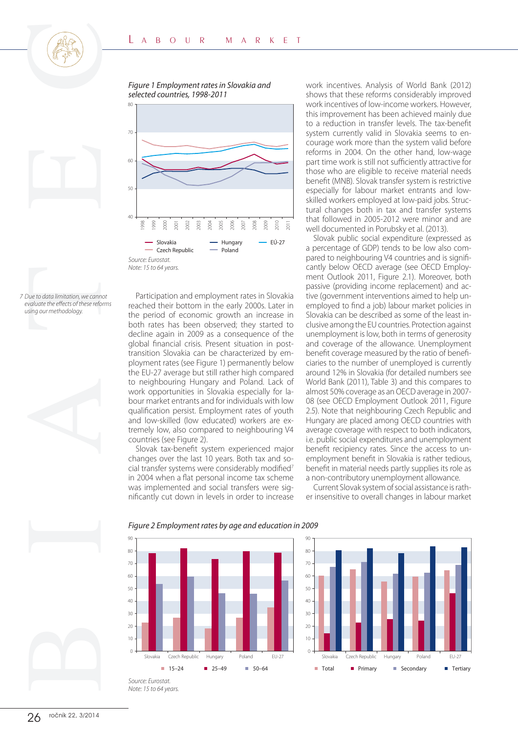*Figure 1 Employment rates in Slovakia and selected countries, 1998-2011*

*Source: Eurostat.*
*Note: 15 to 64 years.*

Participation and employment rates in Slovakia reached their bottom in the early 2000s. Later in the period of economic growth an increase in both rates has been observed; they started to decline again in 2009 as a consequence of the global financial crisis. Present situation in post-transition Slovakia can be characterized by employment rates (see Figure 1) permanently below the EU-27 average but still rather high compared to neighbouring Hungary and Poland. Lack of work opportunities in Slovakia especially for labour market entrants and for individuals with low qualification persist. Employment rates of youth and low-skilled (low educated) workers are extremely low, also compared to neighbouring V4 countries (see Figure 2).

Slovak tax-benefit system experienced major changes over the last 10 years. Both tax and social transfer systems were considerably modified[7] in 2004 when a flat personal income tax scheme was implemented and social transfers were significantly cut down in levels in order to increase work incentives. Analysis of World Bank (2012) shows that these reforms considerably improved work incentives of low-income workers. However, this improvement has been achieved mainly due to a reduction in transfer levels. The tax-benefit system currently valid in Slovakia seems to encourage work more than the system valid before reforms in 2004. On the other hand, low-wage part time work is still not sufficiently attractive for those who are eligible to receive material needs benefit (MNB). Slovak transfer system is restrictive especially for labour market entrants and low-skilled workers employed at low-paid jobs. Structural changes both in tax and transfer systems that followed in 2005-2012 were minor and are well documented in Porubsky et al. (2013).

Slovak public social expenditure (expressed as a percentage of GDP) tends to be low also compared to neighbouring V4 countries and is significantly below OECD average (see OECD Employment Outlook 2011, Figure 2.1). Moreover, both passive (providing income replacement) and active (government interventions aimed to help unemployed to find a job) labour market policies in Slovakia can be described as some of the least inclusive among the EU countries. Protection against unemployment is low, both in terms of generosity and coverage of the allowance. Unemployment benefit coverage measured by the ratio of beneficiaries to the number of unemployed is currently around 12% in Slovakia (for detailed numbers see World Bank (2011), Table 3) and this compares to almost 50% coverage as an OECD average in 2007-08 (see OECD Employment Outlook 2011, Figure 2.5). Note that neighbouring Czech Republic and Hungary are placed among OECD countries with average coverage with respect to both indicators, i.e. public social expenditures and unemployment benefit recipiency rates. Since the access to unemployment benefit in Slovakia is rather tedious, benefit in material needs partly supplies its role as a non-contributory unemployment allowance.

Current Slovak system of social assistance is rather insensitive to overall changes in labour market

7 Due to data limitation, we cannot evaluate the effects of these reforms using our methodology.

*Figure 2 Employment rates by age and education in 2009*

*Source: Eurostat.*
*Note: 15 to 64 years.*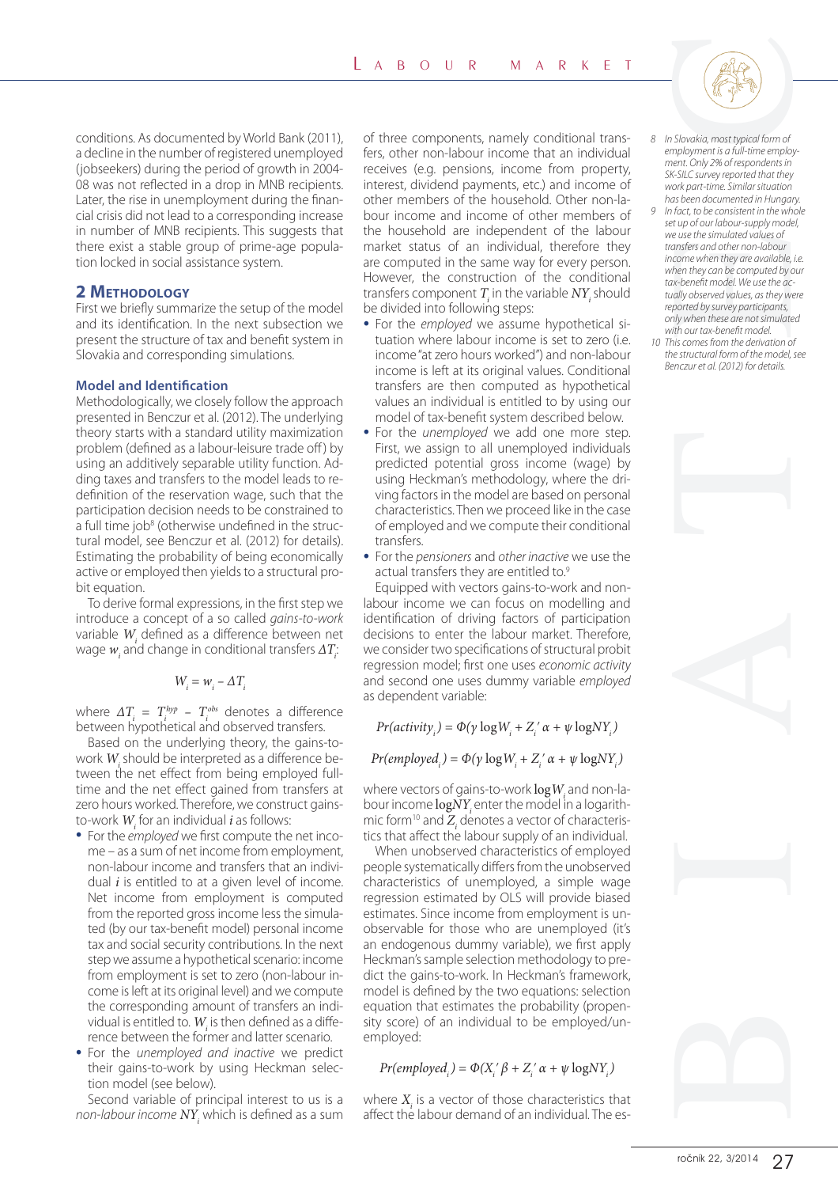conditions. As documented by World Bank (2011), a decline in the number of registered unemployed (jobseekers) during the period of growth in 2004-08 was not reflected in a drop in MNB recipients. Later, the rise in unemployment during the financial crisis did not lead to a corresponding increase in number of MNB recipients. This suggests that there exist a stable group of prime-age population locked in social assistance system.

## 2 Methodology

First we briefly summarize the setup of the model and its identification. In the next subsection we present the structure of tax and benefit system in Slovakia and corresponding simulations.

### Model and Identification

Methodologically, we closely follow the approach presented in Benczur et al. (2012). The underlying theory starts with a standard utility maximization problem (defined as a labour-leisure trade off) by using an additively separable utility function. Adding taxes and transfers to the model leads to redefinition of the reservation wage, such that the participation decision needs to be constrained to a full time job[8] (otherwise undefined in the structural model, see Benczur et al. (2012) for details). Estimating the probability of being economically active or employed then yields to a structural probit equation.

To derive formal expressions, in the first step we introduce a concept of a so called *gains-to-work* variable $W_i$ defined as a difference between net wage $w_i$ and change in conditional transfers $\Delta T_i$:

$$W_i = w_i - \Delta T_i$$

where $\Delta T_i = T_i^{hyp} - T_i^{obs}$ denotes a difference between hypothetical and observed transfers.

Based on the underlying theory, the gains-to-work $W_i$ should be interpreted as a difference between the net effect from being employed full-time and the net effect gained from transfers at zero hours worked. Therefore, we construct gains-to-work $W_i$ for an individual $i$ as follows:

- For the *employed* we first compute the net income – as a sum of net income from employment, non-labour income and transfers that an individual $i$ is entitled to at a given level of income. Net income from employment is computed from the reported gross income less the simulated (by our tax-benefit model) personal income tax and social security contributions. In the next step we assume a hypothetical scenario: income from employment is set to zero (non-labour income is left at its original level) and we compute the corresponding amount of transfers an individual is entitled to. $W_i$ is then defined as a difference between the former and latter scenario.
- For the *unemployed and inactive* we predict their gains-to-work by using Heckman selection model (see below).

Second variable of principal interest to us is a *non-labour income* $NY_i$ which is defined as a sum of three components, namely conditional transfers, other non-labour income that an individual receives (e.g. pensions, income from property, interest, dividend payments, etc.) and income of other members of the household. Other non-labour income and income of other members of the household are independent of the labour market status of an individual, therefore they are computed in the same way for every person. However, the construction of the conditional transfers component $T_i$ in the variable $NY_i$ should be divided into following steps:

- For the *employed* we assume hypothetical situation where labour income is set to zero (i.e. income "at zero hours worked") and non-labour income is left at its original values. Conditional transfers are then computed as hypothetical values an individual is entitled to by using our model of tax-benefit system described below.
- For the *unemployed* we add one more step. First, we assign to all unemployed individuals predicted potential gross income (wage) by using Heckman's methodology, where the driving factors in the model are based on personal characteristics. Then we proceed like in the case of employed and we compute their conditional transfers.
- For the *pensioners* and *other inactive* we use the actual transfers they are entitled to.[9]

Equipped with vectors gains-to-work and non-labour income we can focus on modelling and identification of driving factors of participation decisions to enter the labour market. Therefore, we consider two specifications of structural probit regression model; first one uses *economic activity* and second one uses dummy variable *employed* as dependent variable:

$$Pr(activity_i) = \Phi(\gamma \log W_i + Z_i' \alpha + \psi \log NY_i)$$

$$Pr(employed_i) = \Phi(\gamma \log W_i + Z_i' \alpha + \psi \log NY_i)$$

where vectors of gains-to-work $\log W_i$ and non-labour income $\log NY_i$ enter the model in a logarithmic form[10] and $Z_i$ denotes a vector of characteristics that affect the labour supply of an individual.

When unobserved characteristics of employed people systematically differs from the unobserved characteristics of unemployed, a simple wage regression estimated by OLS will provide biased estimates. Since income from employment is unobservable for those who are unemployed (it's an endogenous dummy variable), we first apply Heckman's sample selection methodology to predict the gains-to-work. In Heckman's framework, model is defined by the two equations: selection equation that estimates the probability (propensity score) of an individual to be employed/unemployed:

$$Pr(employed_i) = \Phi(X_i' \beta + Z_i' \alpha + \psi \log NY_i)$$

where $X_i$ is a vector of those characteristics that affect the labour demand of an individual. The es-

---

8 In Slovakia, most typical form of employment is a full-time employment. Only 2% of respondents in SK-SILC survey reported that they work part-time. Similar situation has been documented in Hungary.

9 In fact, to be consistent in the whole set up of our labour-supply model, we use the simulated values of transfers and other non-labour income when they are available, i.e. when they can be computed by our tax-benefit model. We use the actually observed values, as they were reported by survey participants, only when these are not simulated with our tax-benefit model.

10 This comes from the derivation of the structural form of the model, see Benczur et al. (2012) for details.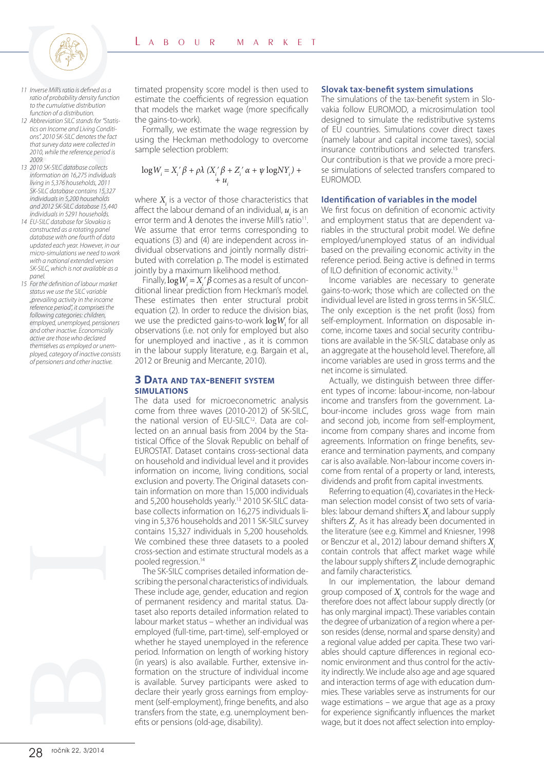timated propensity score model is then used to estimate the coefficients of regression equation that models the market wage (more specifically the gains-to-work).

Formally, we estimate the wage regression by using the Heckman methodology to overcome sample selection problem:

$$\log W_i = X_i' \beta + \rho \lambda \, (X_i' \beta + Z_i' \alpha + \psi \log NY_i) + u_i$$

where $X_i$ is a vector of those characteristics that affect the labour demand of an individual, $u_i$ is an error term and $\lambda$ denotes the inverse Mill's ratio[11]. We assume that error terms corresponding to equations (3) and (4) are independent across individual observations and jointly normally distributed with correlation ρ. The model is estimated jointly by a maximum likelihood method.

Finally, $\log W_i = X_i' \beta$ comes as a result of unconditional linear prediction from Heckman's model. These estimates then enter structural probit equation (2). In order to reduce the division bias, we use the predicted gains-to-work $\log W_i$ for all observations (i.e. not only for employed but also for unemployed and inactive , as it is common in the labour supply literature, e.g. Bargain et al., 2012 or Breunig and Mercante, 2010).

## 3 Data and tax-benefit system simulations

The data used for microeconometric analysis come from three waves (2010-2012) of SK-SILC, the national version of EU-SILC[12]. Data are collected on an annual basis from 2004 by the Statistical Office of the Slovak Republic on behalf of EUROSTAT. Dataset contains cross-sectional data on household and individual level and it provides information on income, living conditions, social exclusion and poverty. The Original datasets contain information on more than 15,000 individuals and 5,200 households yearly.[13] 2010 SK-SILC database collects information on 16,275 individuals living in 5,376 households and 2011 SK-SILC survey contains 15,327 individuals in 5,200 households. We combined these three datasets to a pooled cross-section and estimate structural models as a pooled regression.[14]

The SK-SILC comprises detailed information describing the personal characteristics of individuals. These include age, gender, education and region of permanent residency and marital status. Dataset also reports detailed information related to labour market status – whether an individual was employed (full-time, part-time), self-employed or whether he stayed unemployed in the reference period. Information on length of working history (in years) is also available. Further, extensive information on the structure of individual income is available. Survey participants were asked to declare their yearly gross earnings from employment (self-employment), fringe benefits, and also transfers from the state, e.g. unemployment benefits or pensions (old-age, disability).

### Slovak tax-benefit system simulations

The simulations of the tax-benefit system in Slovakia follow EUROMOD, a microsimulation tool designed to simulate the redistributive systems of EU countries. Simulations cover direct taxes (namely labour and capital income taxes), social insurance contributions and selected transfers. Our contribution is that we provide a more precise simulations of selected transfers compared to EUROMOD.

### Identification of variables in the model

We first focus on definition of economic activity and employment status that are dependent variables in the structural probit model. We define employed/unemployed status of an individual based on the prevailing economic activity in the reference period. Being active is defined in terms of ILO definition of economic activity.[15]

Income variables are necessary to generate gains-to-work; those which are collected on the individual level are listed in gross terms in SK-SILC. The only exception is the net profit (loss) from self-employment. Information on disposable income, income taxes and social security contributions are available in the SK-SILC database only as an aggregate at the household level. Therefore, all income variables are used in gross terms and the net income is simulated.

Actually, we distinguish between three different types of income: labour-income, non-labour income and transfers from the government. Labour-income includes gross wage from main and second job, income from self-employment, income from company shares and income from agreements. Information on fringe benefits, severance and termination payments, and company car is also available. Non-labour income covers income from rental of a property or land, interests, dividends and profit from capital investments.

Referring to equation (4), covariates in the Heckman selection model consist of two sets of variables: labour demand shifters $X_i$ and labour supply shifters $Z_i$. As it has already been documented in the literature (see e.g. Kimmel and Kniesner, 1998 or Benczur et al., 2012) labour demand shifters $X_i$ contain controls that affect market wage while the labour supply shifters $Z_i$ include demographic and family characteristics.

In our implementation, the labour demand group composed of $X_i$ controls for the wage and therefore does not affect labour supply directly (or has only marginal impact). These variables contain the degree of urbanization of a region where a person resides (dense, normal and sparse density) and a regional value added per capita. These two variables should capture differences in regional economic environment and thus control for the activity indirectly. We include also age and age squared and interaction terms of age with education dummies. These variables serve as instruments for our wage estimations – we argue that age as a proxy for experience significantly influences the market wage, but it does not affect selection into employ-

---

11 Inverse Mill's ratio is defined as a ratio of probability density function to the cumulative distribution function of a distribution.

12 Abbreviation SILC stands for "Statistics on Income and Living Conditions". 2010 SK-SILC denotes the fact that survey data were collected in 2010, while the reference period is 2009.

13 2010 SK-SILC database collects information on 16,275 individuals living in 5,376 households, 2011 SK-SILC database contains 15,327 individuals in 5,200 households and 2012 SK-SILC database 15,440 individuals in 5291 households.

14 EU-SILC database for Slovakia is constructed as a rotating panel database with one fourth of data updated each year. However, in our micro-simulations we need to work with a national extended version SK-SILC, which is not available as a panel.

15 For the definition of labour market status we use the SILC variable „prevailing activity in the income reference period", it comprises the following categories: children, employed, unemployed, pensioners and other inactive. Economically active are those who declared themselves as employed or unemployed, category of inactive consists of pensioners and other inactive.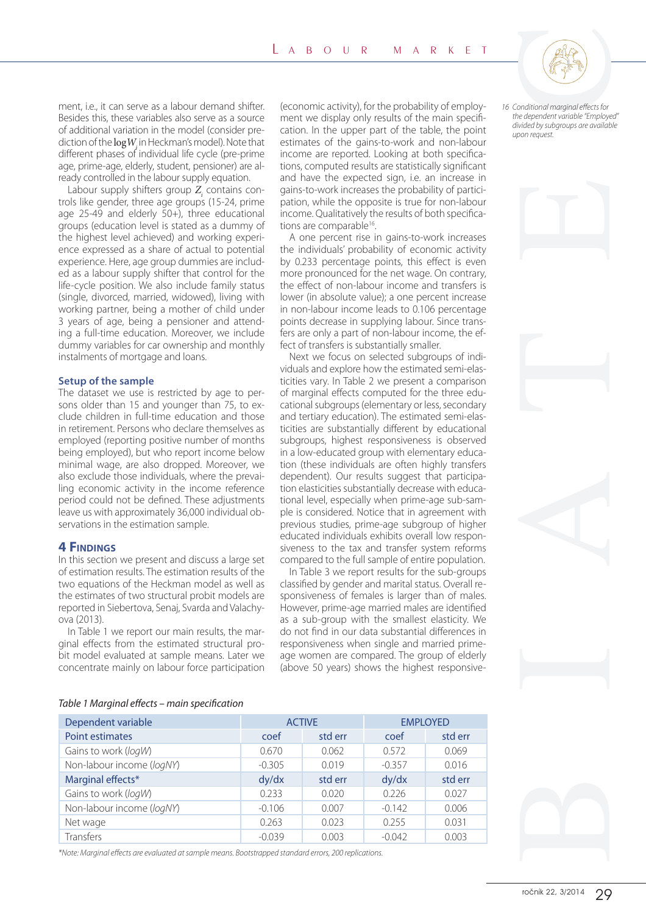ment, i.e., it can serve as a labour demand shifter. Besides this, these variables also serve as a source of additional variation in the model (consider prediction of the $\log W_i$ in Heckman's model). Note that different phases of individual life cycle (pre-prime age, prime-age, elderly, student, pensioner) are already controlled in the labour supply equation.

Labour supply shifters group $Z_i$ contains controls like gender, three age groups (15-24, prime age 25-49 and elderly 50+), three educational groups (education level is stated as a dummy of the highest level achieved) and working experience expressed as a share of actual to potential experience. Here, age group dummies are included as a labour supply shifter that control for the life-cycle position. We also include family status (single, divorced, married, widowed), living with working partner, being a mother of child under 3 years of age, being a pensioner and attending a full-time education. Moreover, we include dummy variables for car ownership and monthly instalments of mortgage and loans.

### Setup of the sample

The dataset we use is restricted by age to persons older than 15 and younger than 75, to exclude children in full-time education and those in retirement. Persons who declare themselves as employed (reporting positive number of months being employed), but who report income below minimal wage, are also dropped. Moreover, we also exclude those individuals, where the prevailing economic activity in the income reference period could not be defined. These adjustments leave us with approximately 36,000 individual observations in the estimation sample.

## 4 Findings

In this section we present and discuss a large set of estimation results. The estimation results of the two equations of the Heckman model as well as the estimates of two structural probit models are reported in Siebertova, Senaj, Svarda and Valachyova (2013).

In Table 1 we report our main results, the marginal effects from the estimated structural probit model evaluated at sample means. Later we concentrate mainly on labour force participation (economic activity), for the probability of employment we display only results of the main specification. In the upper part of the table, the point estimates of the gains-to-work and non-labour income are reported. Looking at both specifications, computed results are statistically significant and have the expected sign, i.e. an increase in gains-to-work increases the probability of participation, while the opposite is true for non-labour income. Qualitatively the results of both specifications are comparable[16].

A one percent rise in gains-to-work increases the individuals' probability of economic activity by 0.233 percentage points, this effect is even more pronounced for the net wage. On contrary, the effect of non-labour income and transfers is lower (in absolute value); a one percent increase in non-labour income leads to 0.106 percentage points decrease in supplying labour. Since transfers are only a part of non-labour income, the effect of transfers is substantially smaller.

Next we focus on selected subgroups of individuals and explore how the estimated semi-elasticities vary. In Table 2 we present a comparison of marginal effects computed for the three educational subgroups (elementary or less, secondary and tertiary education). The estimated semi-elasticities are substantially different by educational subgroups, highest responsiveness is observed in a low-educated group with elementary education (these individuals are often highly transfers dependent). Our results suggest that participation elasticities substantially decrease with educational level, especially when prime-age sub-sample is considered. Notice that in agreement with previous studies, prime-age subgroup of higher educated individuals exhibits overall low responsiveness to the tax and transfer system reforms compared to the full sample of entire population.

In Table 3 we report results for the sub-groups classified by gender and marital status. Overall responsiveness of females is larger than of males. However, prime-age married males are identified as a sub-group with the smallest elasticity. We do not find in our data substantial differences in responsiveness when single and married prime-age women are compared. The group of elderly (above 50 years) shows the highest responsive-

16 Conditional marginal effects for the dependent variable "Employed" divided by subgroups are available upon request.

*Table 1 Marginal effects – main specification*

| Dependent variable | ACTIVE | | EMPLOYED | |
|---|---|---|---|---|
| Point estimates | coef | std err | coef | std err |
| Gains to work (*logW*) | 0.670 | 0.062 | 0.572 | 0.069 |
| Non-labour income (*logNY*) | -0.305 | 0.019 | -0.357 | 0.016 |
| Marginal effects* | dy/dx | std err | dy/dx | std err |
| Gains to work (*logW*) | 0.233 | 0.020 | 0.226 | 0.027 |
| Non-labour income (*logNY*) | -0.106 | 0.007 | -0.142 | 0.006 |
| Net wage | 0.263 | 0.023 | 0.255 | 0.031 |
| Transfers | -0.039 | 0.003 | -0.042 | 0.003 |

*\*Note: Marginal effects are evaluated at sample means. Bootstrapped standard errors, 200 replications.*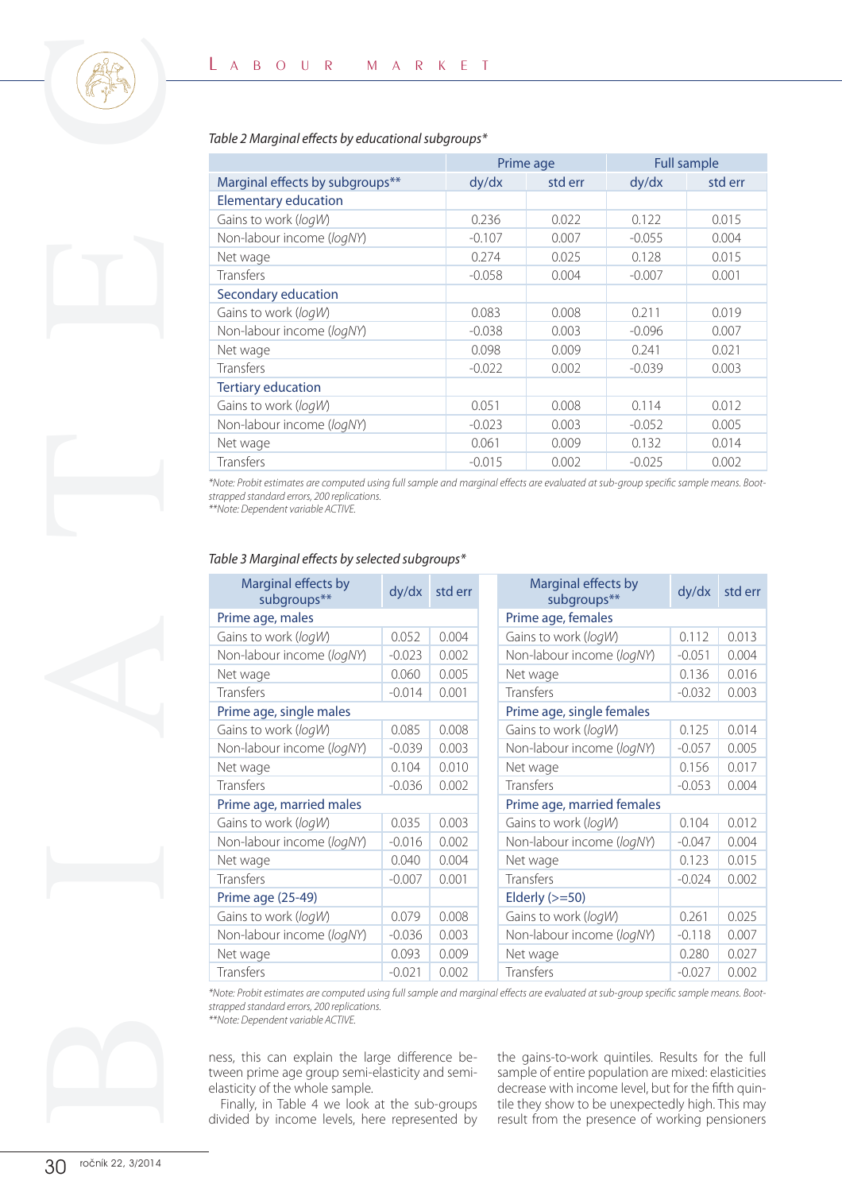*Table 2 Marginal effects by educational subgroups**

| | Prime age | | Full sample | |
|---|---|---|---|---|
| Marginal effects by subgroups** | dy/dx | std err | dy/dx | std err |
| Elementary education | | | | |
| Gains to work (*logW*) | 0.236 | 0.022 | 0.122 | 0.015 |
| Non-labour income (*logNY*) | -0.107 | 0.007 | -0.055 | 0.004 |
| Net wage | 0.274 | 0.025 | 0.128 | 0.015 |
| Transfers | -0.058 | 0.004 | -0.007 | 0.001 |
| Secondary education | | | | |
| Gains to work (*logW*) | 0.083 | 0.008 | 0.211 | 0.019 |
| Non-labour income (*logNY*) | -0.038 | 0.003 | -0.096 | 0.007 |
| Net wage | 0.098 | 0.009 | 0.241 | 0.021 |
| Transfers | -0.022 | 0.002 | -0.039 | 0.003 |
| Tertiary education | | | | |
| Gains to work (*logW*) | 0.051 | 0.008 | 0.114 | 0.012 |
| Non-labour income (*logNY*) | -0.023 | 0.003 | -0.052 | 0.005 |
| Net wage | 0.061 | 0.009 | 0.132 | 0.014 |
| Transfers | -0.015 | 0.002 | -0.025 | 0.002 |

*\*Note: Probit estimates are computed using full sample and marginal effects are evaluated at sub-group specific sample means. Bootstrapped standard errors, 200 replications.*
*\*\*Note: Dependent variable ACTIVE.*

*Table 3 Marginal effects by selected subgroups**

| Marginal effects by subgroups** | dy/dx | std err | Marginal effects by subgroups** | dy/dx | std err |
|---|---|---|---|---|---|
| Prime age, males | | | Prime age, females | | |
| Gains to work (*logW*) | 0.052 | 0.004 | Gains to work (*logW*) | 0.112 | 0.013 |
| Non-labour income (*logNY*) | -0.023 | 0.002 | Non-labour income (*logNY*) | -0.051 | 0.004 |
| Net wage | 0.060 | 0.005 | Net wage | 0.136 | 0.016 |
| Transfers | -0.014 | 0.001 | Transfers | -0.032 | 0.003 |
| Prime age, single males | | | Prime age, single females | | |
| Gains to work (*logW*) | 0.085 | 0.008 | Gains to work (*logW*) | 0.125 | 0.014 |
| Non-labour income (*logNY*) | -0.039 | 0.003 | Non-labour income (*logNY*) | -0.057 | 0.005 |
| Net wage | 0.104 | 0.010 | Net wage | 0.156 | 0.017 |
| Transfers | -0.036 | 0.002 | Transfers | -0.053 | 0.004 |
| Prime age, married males | | | Prime age, married females | | |
| Gains to work (*logW*) | 0.035 | 0.003 | Gains to work (*logW*) | 0.104 | 0.012 |
| Non-labour income (*logNY*) | -0.016 | 0.002 | Non-labour income (*logNY*) | -0.047 | 0.004 |
| Net wage | 0.040 | 0.004 | Net wage | 0.123 | 0.015 |
| Transfers | -0.007 | 0.001 | Transfers | -0.024 | 0.002 |
| Prime age (25-49) | | | Elderly (>=50) | | |
| Gains to work (*logW*) | 0.079 | 0.008 | Gains to work (*logW*) | 0.261 | 0.025 |
| Non-labour income (*logNY*) | -0.036 | 0.003 | Non-labour income (*logNY*) | -0.118 | 0.007 |
| Net wage | 0.093 | 0.009 | Net wage | 0.280 | 0.027 |
| Transfers | -0.021 | 0.002 | Transfers | -0.027 | 0.002 |

*\*Note: Probit estimates are computed using full sample and marginal effects are evaluated at sub-group specific sample means. Bootstrapped standard errors, 200 replications.*
*\*\*Note: Dependent variable ACTIVE.*

ness, this can explain the large difference between prime age group semi-elasticity and semi-elasticity of the whole sample.

Finally, in Table 4 we look at the sub-groups divided by income levels, here represented by the gains-to-work quintiles. Results for the full sample of entire population are mixed: elasticities decrease with income level, but for the fifth quintile they show to be unexpectedly high. This may result from the presence of working pensioners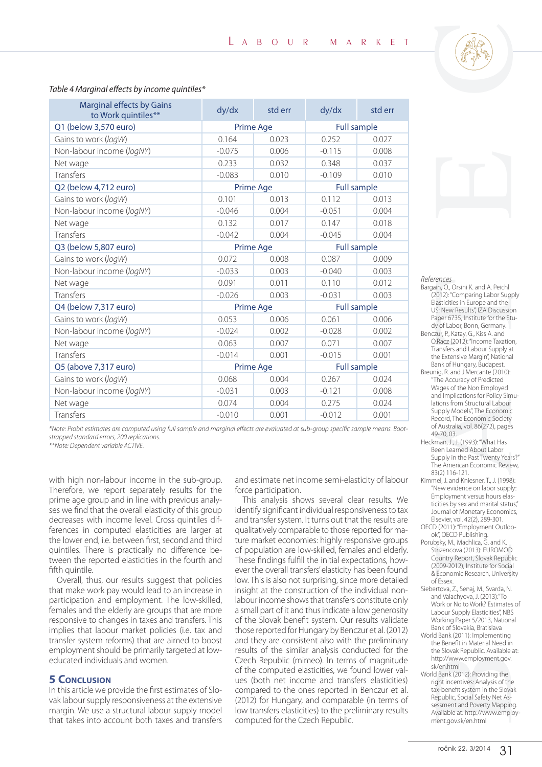*Table 4 Marginal effects by income quintiles**

| Marginal effects by Gains to Work quintiles** | dy/dx | std err | dy/dx | std err |
|---|---|---|---|---|
| Q1 (below 3,570 euro) | Prime Age | | Full sample | |
| Gains to work (*logW*) | 0.164 | 0.023 | 0.252 | 0.027 |
| Non-labour income (*logNY*) | -0.075 | 0.006 | -0.115 | 0.008 |
| Net wage | 0.233 | 0.032 | 0.348 | 0.037 |
| Transfers | -0.083 | 0.010 | -0.109 | 0.010 |
| Q2 (below 4,712 euro) | Prime Age | | Full sample | |
| Gains to work (*logW*) | 0.101 | 0.013 | 0.112 | 0.013 |
| Non-labour income (*logNY*) | -0.046 | 0.004 | -0.051 | 0.004 |
| Net wage | 0.132 | 0.017 | 0.147 | 0.018 |
| Transfers | -0.042 | 0.004 | -0.045 | 0.004 |
| Q3 (below 5,807 euro) | Prime Age | | Full sample | |
| Gains to work (*logW*) | 0.072 | 0.008 | 0.087 | 0.009 |
| Non-labour income (*logNY*) | -0.033 | 0.003 | -0.040 | 0.003 |
| Net wage | 0.091 | 0.011 | 0.110 | 0.012 |
| Transfers | -0.026 | 0.003 | -0.031 | 0.003 |
| Q4 (below 7,317 euro) | Prime Age | | Full sample | |
| Gains to work (*logW*) | 0.053 | 0.006 | 0.061 | 0.006 |
| Non-labour income (*logNY*) | -0.024 | 0.002 | -0.028 | 0.002 |
| Net wage | 0.063 | 0.007 | 0.071 | 0.007 |
| Transfers | -0.014 | 0.001 | -0.015 | 0.001 |
| Q5 (above 7,317 euro) | Prime Age | | Full sample | |
| Gains to work (*logW*) | 0.068 | 0.004 | 0.267 | 0.024 |
| Non-labour income (*logNY*) | -0.031 | 0.003 | -0.121 | 0.008 |
| Net wage | 0.074 | 0.004 | 0.275 | 0.024 |
| Transfers | -0.010 | 0.001 | -0.012 | 0.001 |

**Note: Probit estimates are computed using full sample and marginal effects are evaluated at sub-group specific sample means. Bootstrapped standard errors, 200 replications.*
***Note: Dependent variable ACTIVE.*

with high non-labour income in the sub-group. Therefore, we report separately results for the prime age group and in line with previous analyses we find that the overall elasticity of this group decreases with income level. Cross quintiles differences in computed elasticities are larger at the lower end, i.e. between first, second and third quintiles. There is practically no difference between the reported elasticities in the fourth and fifth quintile.

Overall, thus, our results suggest that policies that make work pay would lead to an increase in participation and employment. The low-skilled, females and the elderly are groups that are more responsive to changes in taxes and transfers. This implies that labour market policies (i.e. tax and transfer system reforms) that are aimed to boost employment should be primarily targeted at low-educated individuals and women.

## 5 Conclusion

In this article we provide the first estimates of Slovak labour supply responsiveness at the extensive margin. We use a structural labour supply model that takes into account both taxes and transfers and estimate net income semi-elasticity of labour force participation.

This analysis shows several clear results. We identify significant individual responsiveness to tax and transfer system. It turns out that the results are qualitatively comparable to those reported for mature market economies: highly responsive groups of population are low-skilled, females and elderly. These findings fulfill the initial expectations, however the overall transfers' elasticity has been found low. This is also not surprising, since more detailed insight at the construction of the individual non-labour income shows that transfers constitute only a small part of it and thus indicate a low generosity of the Slovak benefit system. Our results validate those reported for Hungary by Benczur et al. (2012) and they are consistent also with the preliminary results of the similar analysis conducted for the Czech Republic (mimeo). In terms of magnitude of the computed elasticities, we found lower values (both net income and transfers elasticities) compared to the ones reported in Benczur et al. (2012) for Hungary, and comparable (in terms of low transfers elasticities) to the preliminary results computed for the Czech Republic.

*References*

Bargain, O., Orsini K. and A. Peichl (2012): "Comparing Labor Supply Elasticities in Europe and the US: New Results", IZA Discussion Paper 6735, Institute for the Study of Labor, Bonn, Germany.

Benczur, P., Katay, G., Kiss A. and O.Racz (2012): "Income Taxation, Transfers and Labour Supply at the Extensive Margin", National Bank of Hungary, Budapest.

Breunig, R. and J.Mercante (2010): "The Accuracy of Predicted Wages of the Non Employed and Implications for Policy Simulations from Structural Labour Supply Models", The Economic Record, The Economic Society of Australia, vol. 86(272), pages 49-70, 03.

Heckman, J., J. (1993): "What Has Been Learned About Labor Supply in the Past Twenty Years?" The American Economic Review, 83(2) 116-121.

Kimmel, J. and Kniesner, T., J. (1998): "New evidence on labor supply: Employment versus hours elasticities by sex and marital status," Journal of Monetary Economics, Elsevier, vol. 42(2), 289-301.

OECD (2011): "Employment Outlook", OECD Publishing.

Porubsky, M., Machlica, G. and K. Strizencova (2013): EUROMOD Country Report, Slovak Republic (2009-2012), Institute for Social & Economic Research, University of Essex.

Siebertova, Z., Senaj, M., Svarda, N. and Valachyova, J. (2013):"To Work or No to Work? Estimates of Labour Supply Elasticities", NBS Working Paper 5/2013, National Bank of Slovakia, Bratislava

World Bank (2011): Implementing the Benefit in Material Need in the Slovak Republic. Available at: http://www.employment.gov.sk/en.html

World Bank (2012): Providing the right incentives: Analysis of the tax-benefit system in the Slovak Republic, Social Safety Net Assessment and Poverty Mapping. Available at: http://www.employment.gov.sk/en.html